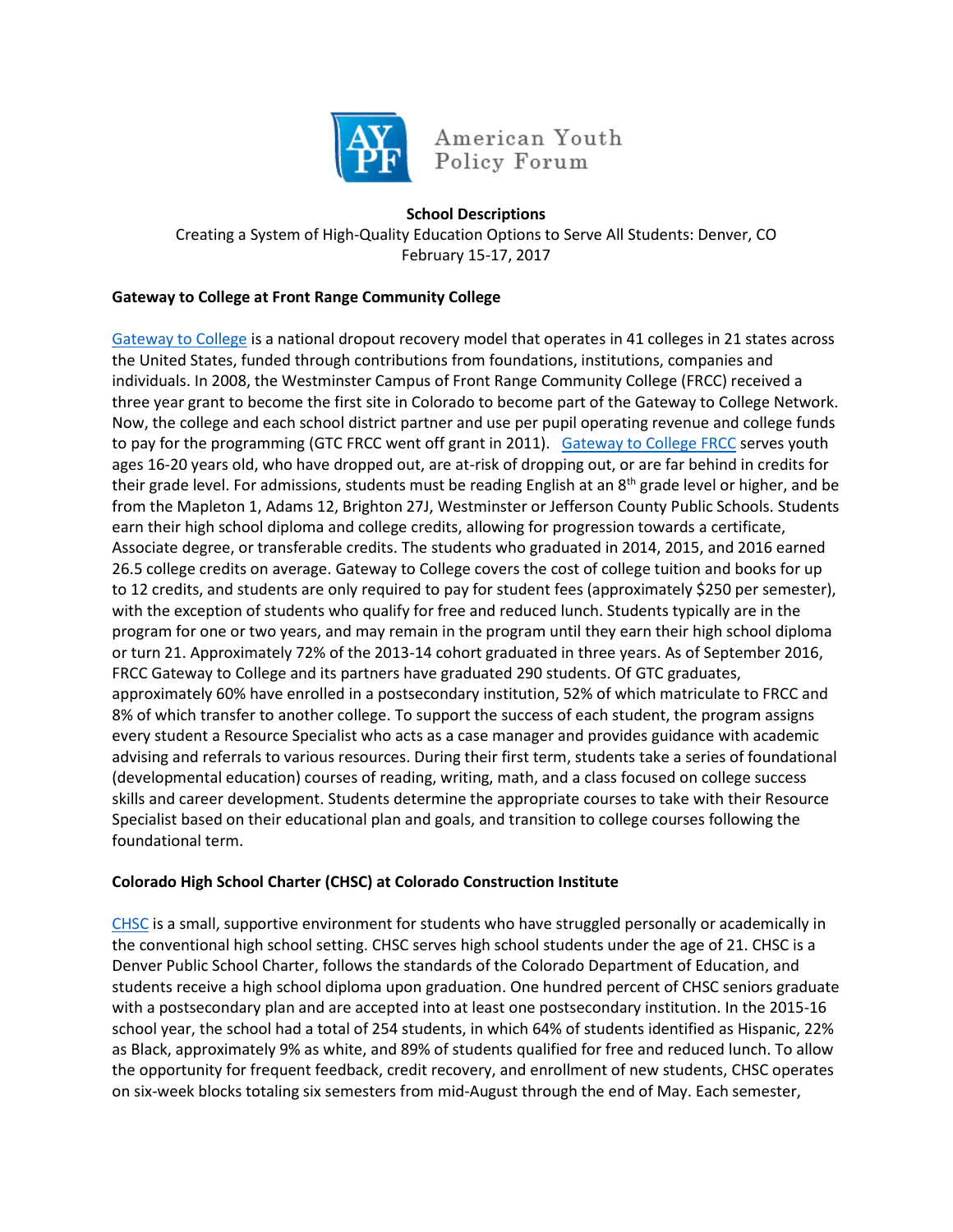American Youth Policy Forum

**School Descriptions**

Creating a System of High-Quality Education Options to Serve All Students: Denver, CO

February 15-17, 2017

**Gateway to College at Front Range Community College**

Gateway to College is a national dropout recovery model that operates in 41 colleges in 21 states across the United States, funded through contributions from foundations, institutions, companies and individuals. In 2008, the Westminster Campus of Front Range Community College (FRCC) received a three year grant to become the first site in Colorado to become part of the Gateway to College Network. Now, the college and each school district partner and use per pupil operating revenue and college funds to pay for the programming (GTC FRCC went off grant in 2011). Gateway to College FRCC serves youth ages 16-20 years old, who have dropped out, are at-risk of dropping out, or are far behind in credits for their grade level. For admissions, students must be reading English at an 8th grade level or higher, and be from the Mapleton 1, Adams 12, Brighton 27J, Westminster or Jefferson County Public Schools. Students earn their high school diploma and college credits, allowing for progression towards a certificate, Associate degree, or transferable credits. The students who graduated in 2014, 2015, and 2016 earned 26.5 college credits on average. Gateway to College covers the cost of college tuition and books for up to 12 credits, and students are only required to pay for student fees (approximately $250 per semester), with the exception of students who qualify for free and reduced lunch. Students typically are in the program for one or two years, and may remain in the program until they earn their high school diploma or turn 21. Approximately 72% of the 2013-14 cohort graduated in three years. As of September 2016, FRCC Gateway to College and its partners have graduated 290 students. Of GTC graduates, approximately 60% have enrolled in a postsecondary institution, 52% of which matriculate to FRCC and 8% of which transfer to another college. To support the success of each student, the program assigns every student a Resource Specialist who acts as a case manager and provides guidance with academic advising and referrals to various resources. During their first term, students take a series of foundational (developmental education) courses of reading, writing, math, and a class focused on college success skills and career development. Students determine the appropriate courses to take with their Resource Specialist based on their educational plan and goals, and transition to college courses following the foundational term.

**Colorado High School Charter (CHSC) at Colorado Construction Institute**

CHSC is a small, supportive environment for students who have struggled personally or academically in the conventional high school setting. CHSC serves high school students under the age of 21. CHSC is a Denver Public School Charter, follows the standards of the Colorado Department of Education, and students receive a high school diploma upon graduation. One hundred percent of CHSC seniors graduate with a postsecondary plan and are accepted into at least one postsecondary institution. In the 2015-16 school year, the school had a total of 254 students, in which 64% of students identified as Hispanic, 22% as Black, approximately 9% as white, and 89% of students qualified for free and reduced lunch. To allow the opportunity for frequent feedback, credit recovery, and enrollment of new students, CHSC operates on six-week blocks totaling six semesters from mid-August through the end of May. Each semester,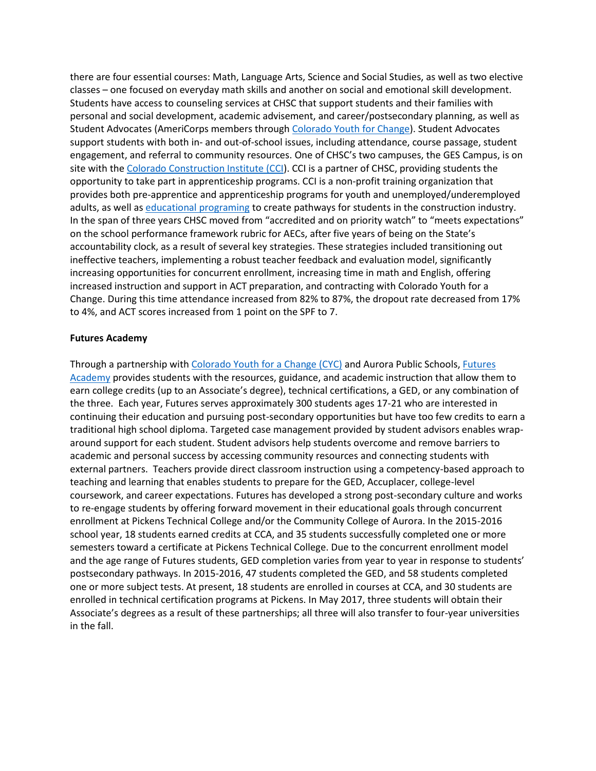there are four essential courses: Math, Language Arts, Science and Social Studies, as well as two elective classes – one focused on everyday math skills and another on social and emotional skill development. Students have access to counseling services at CHSC that support students and their families with personal and social development, academic advisement, and career/postsecondary planning, as well as Student Advocates (AmeriCorps members through Colorado Youth for Change). Student Advocates support students with both in- and out-of-school issues, including attendance, course passage, student engagement, and referral to community resources. One of CHSC's two campuses, the GES Campus, is on site with the Colorado Construction Institute (CCI). CCI is a partner of CHSC, providing students the opportunity to take part in apprenticeship programs. CCI is a non-profit training organization that provides both pre-apprentice and apprenticeship programs for youth and unemployed/underemployed adults, as well as educational programing to create pathways for students in the construction industry. In the span of three years CHSC moved from "accredited and on priority watch" to "meets expectations" on the school performance framework rubric for AECs, after five years of being on the State's accountability clock, as a result of several key strategies. These strategies included transitioning out ineffective teachers, implementing a robust teacher feedback and evaluation model, significantly increasing opportunities for concurrent enrollment, increasing time in math and English, offering increased instruction and support in ACT preparation, and contracting with Colorado Youth for a Change. During this time attendance increased from 82% to 87%, the dropout rate decreased from 17% to 4%, and ACT scores increased from 1 point on the SPF to 7.

**Futures Academy**

Through a partnership with Colorado Youth for a Change (CYC) and Aurora Public Schools, Futures Academy provides students with the resources, guidance, and academic instruction that allow them to earn college credits (up to an Associate's degree), technical certifications, a GED, or any combination of the three. Each year, Futures serves approximately 300 students ages 17-21 who are interested in continuing their education and pursuing post-secondary opportunities but have too few credits to earn a traditional high school diploma. Targeted case management provided by student advisors enables wrap-around support for each student. Student advisors help students overcome and remove barriers to academic and personal success by accessing community resources and connecting students with external partners. Teachers provide direct classroom instruction using a competency-based approach to teaching and learning that enables students to prepare for the GED, Accuplacer, college-level coursework, and career expectations. Futures has developed a strong post-secondary culture and works to re-engage students by offering forward movement in their educational goals through concurrent enrollment at Pickens Technical College and/or the Community College of Aurora. In the 2015-2016 school year, 18 students earned credits at CCA, and 35 students successfully completed one or more semesters toward a certificate at Pickens Technical College. Due to the concurrent enrollment model and the age range of Futures students, GED completion varies from year to year in response to students' postsecondary pathways. In 2015-2016, 47 students completed the GED, and 58 students completed one or more subject tests. At present, 18 students are enrolled in courses at CCA, and 30 students are enrolled in technical certification programs at Pickens. In May 2017, three students will obtain their Associate's degrees as a result of these partnerships; all three will also transfer to four-year universities in the fall.